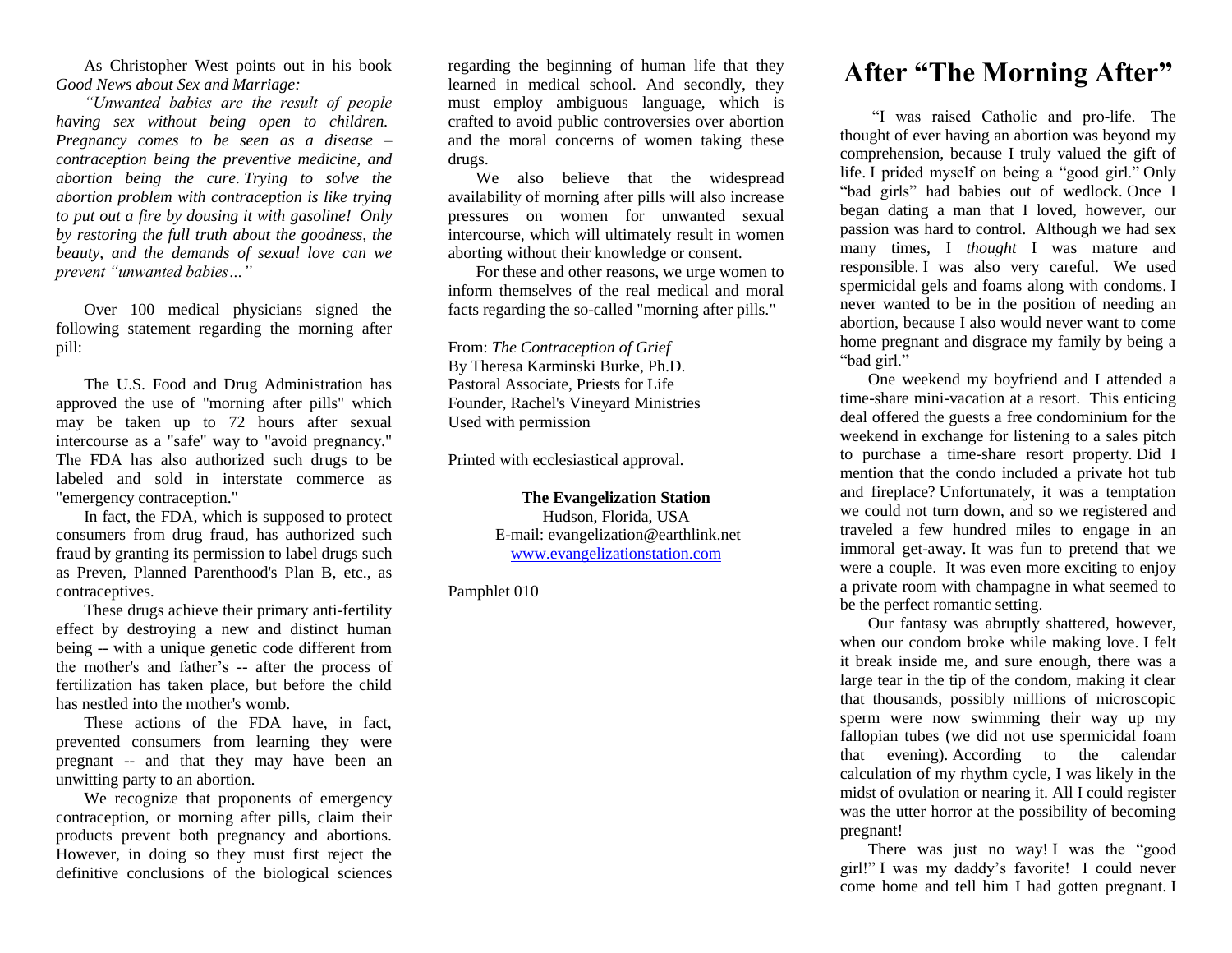As Christopher West points out in his book *Good News about Sex and Marriage:*

*"Unwanted babies are the result of people having sex without being open to children. Pregnancy comes to be seen as a disease – contraception being the preventive medicine, and abortion being the cure. Trying to solve the abortion problem with contraception is like trying to put out a fire by dousing it with gasoline! Only by restoring the full truth about the goodness, the beauty, and the demands of sexual love can we prevent "unwanted babies…"*

Over 100 medical physicians signed the following statement regarding the morning after pill:

The U.S. Food and Drug Administration has approved the use of "morning after pills" which may be taken up to 72 hours after sexual intercourse as a "safe" way to "avoid pregnancy." The FDA has also authorized such drugs to be labeled and sold in interstate commerce as "emergency contraception."

In fact, the FDA, which is supposed to protect consumers from drug fraud, has authorized such fraud by granting its permission to label drugs such as Preven, Planned Parenthood's Plan B, etc., as contraceptives.

These drugs achieve their primary anti-fertility effect by destroying a new and distinct human being -- with a unique genetic code different from the mother's and father's -- after the process of fertilization has taken place, but before the child has nestled into the mother's womb.

These actions of the FDA have, in fact, prevented consumers from learning they were pregnant -- and that they may have been an unwitting party to an abortion.

We recognize that proponents of emergency contraception, or morning after pills, claim their products prevent both pregnancy and abortions. However, in doing so they must first reject the definitive conclusions of the biological sciences regarding the beginning of human life that they learned in medical school. And secondly, they must employ ambiguous language, which is crafted to avoid public controversies over abortion and the moral concerns of women taking these drugs.

We also believe that the widespread availability of morning after pills will also increase pressures on women for unwanted sexual intercourse, which will ultimately result in women aborting without their knowledge or consent.

For these and other reasons, we urge women to inform themselves of the real medical and moral facts regarding the so-called "morning after pills."

From: *The Contraception of Grief*
By Theresa Karminski Burke, Ph.D.
Pastoral Associate, Priests for Life
Founder, Rachel's Vineyard Ministries
Used with permission

Printed with ecclesiastical approval.

**The Evangelization Station**
Hudson, Florida, USA
E-mail: evangelization@earthlink.net
www.evangelizationstation.com

Pamphlet 010

# After "The Morning After"

"I was raised Catholic and pro-life. The thought of ever having an abortion was beyond my comprehension, because I truly valued the gift of life. I prided myself on being a "good girl." Only "bad girls" had babies out of wedlock. Once I began dating a man that I loved, however, our passion was hard to control. Although we had sex many times, I *thought* I was mature and responsible. I was also very careful. We used spermicidal gels and foams along with condoms. I never wanted to be in the position of needing an abortion, because I also would never want to come home pregnant and disgrace my family by being a "bad girl."

One weekend my boyfriend and I attended a time-share mini-vacation at a resort. This enticing deal offered the guests a free condominium for the weekend in exchange for listening to a sales pitch to purchase a time-share resort property. Did I mention that the condo included a private hot tub and fireplace? Unfortunately, it was a temptation we could not turn down, and so we registered and traveled a few hundred miles to engage in an immoral get-away. It was fun to pretend that we were a couple. It was even more exciting to enjoy a private room with champagne in what seemed to be the perfect romantic setting.

Our fantasy was abruptly shattered, however, when our condom broke while making love. I felt it break inside me, and sure enough, there was a large tear in the tip of the condom, making it clear that thousands, possibly millions of microscopic sperm were now swimming their way up my fallopian tubes (we did not use spermicidal foam that evening). According to the calendar calculation of my rhythm cycle, I was likely in the midst of ovulation or nearing it. All I could register was the utter horror at the possibility of becoming pregnant!

There was just no way! I was the "good girl!" I was my daddy's favorite! I could never come home and tell him I had gotten pregnant. I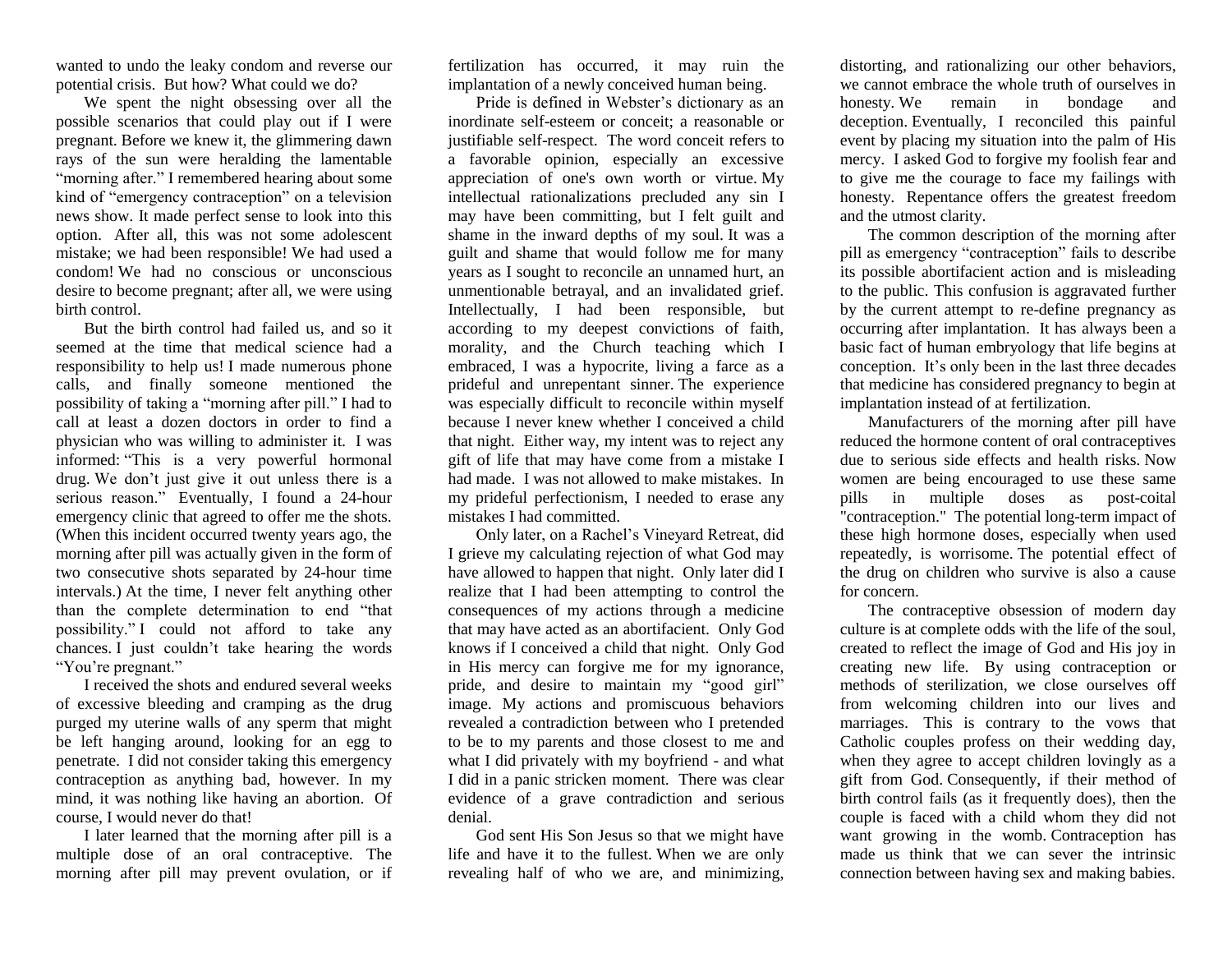wanted to undo the leaky condom and reverse our potential crisis. But how? What could we do?

We spent the night obsessing over all the possible scenarios that could play out if I were pregnant. Before we knew it, the glimmering dawn rays of the sun were heralding the lamentable "morning after." I remembered hearing about some kind of "emergency contraception" on a television news show. It made perfect sense to look into this option. After all, this was not some adolescent mistake; we had been responsible! We had used a condom! We had no conscious or unconscious desire to become pregnant; after all, we were using birth control.

But the birth control had failed us, and so it seemed at the time that medical science had a responsibility to help us! I made numerous phone calls, and finally someone mentioned the possibility of taking a "morning after pill." I had to call at least a dozen doctors in order to find a physician who was willing to administer it. I was informed: "This is a very powerful hormonal drug. We don't just give it out unless there is a serious reason." Eventually, I found a 24-hour emergency clinic that agreed to offer me the shots. (When this incident occurred twenty years ago, the morning after pill was actually given in the form of two consecutive shots separated by 24-hour time intervals.) At the time, I never felt anything other than the complete determination to end "that possibility." I could not afford to take any chances. I just couldn't take hearing the words "You're pregnant."

I received the shots and endured several weeks of excessive bleeding and cramping as the drug purged my uterine walls of any sperm that might be left hanging around, looking for an egg to penetrate. I did not consider taking this emergency contraception as anything bad, however. In my mind, it was nothing like having an abortion. Of course, I would never do that!

I later learned that the morning after pill is a multiple dose of an oral contraceptive. The morning after pill may prevent ovulation, or if fertilization has occurred, it may ruin the implantation of a newly conceived human being.

Pride is defined in Webster's dictionary as an inordinate self-esteem or conceit; a reasonable or justifiable self-respect. The word conceit refers to a favorable opinion, especially an excessive appreciation of one's own worth or virtue. My intellectual rationalizations precluded any sin I may have been committing, but I felt guilt and shame in the inward depths of my soul. It was a guilt and shame that would follow me for many years as I sought to reconcile an unnamed hurt, an unmentionable betrayal, and an invalidated grief. Intellectually, I had been responsible, but according to my deepest convictions of faith, morality, and the Church teaching which I embraced, I was a hypocrite, living a farce as a prideful and unrepentant sinner. The experience was especially difficult to reconcile within myself because I never knew whether I conceived a child that night. Either way, my intent was to reject any gift of life that may have come from a mistake I had made. I was not allowed to make mistakes. In my prideful perfectionism, I needed to erase any mistakes I had committed.

Only later, on a Rachel's Vineyard Retreat, did I grieve my calculating rejection of what God may have allowed to happen that night. Only later did I realize that I had been attempting to control the consequences of my actions through a medicine that may have acted as an abortifacient. Only God knows if I conceived a child that night. Only God in His mercy can forgive me for my ignorance, pride, and desire to maintain my "good girl" image. My actions and promiscuous behaviors revealed a contradiction between who I pretended to be to my parents and those closest to me and what I did privately with my boyfriend - and what I did in a panic stricken moment. There was clear evidence of a grave contradiction and serious denial.

God sent His Son Jesus so that we might have life and have it to the fullest. When we are only revealing half of who we are, and minimizing, distorting, and rationalizing our other behaviors, we cannot embrace the whole truth of ourselves in honesty. We remain in bondage and deception. Eventually, I reconciled this painful event by placing my situation into the palm of His mercy. I asked God to forgive my foolish fear and to give me the courage to face my failings with honesty. Repentance offers the greatest freedom and the utmost clarity.

The common description of the morning after pill as emergency "contraception" fails to describe its possible abortifacient action and is misleading to the public. This confusion is aggravated further by the current attempt to re-define pregnancy as occurring after implantation. It has always been a basic fact of human embryology that life begins at conception. It's only been in the last three decades that medicine has considered pregnancy to begin at implantation instead of at fertilization.

Manufacturers of the morning after pill have reduced the hormone content of oral contraceptives due to serious side effects and health risks. Now women are being encouraged to use these same pills in multiple doses as post-coital "contraception." The potential long-term impact of these high hormone doses, especially when used repeatedly, is worrisome. The potential effect of the drug on children who survive is also a cause for concern.

The contraceptive obsession of modern day culture is at complete odds with the life of the soul, created to reflect the image of God and His joy in creating new life. By using contraception or methods of sterilization, we close ourselves off from welcoming children into our lives and marriages. This is contrary to the vows that Catholic couples profess on their wedding day, when they agree to accept children lovingly as a gift from God. Consequently, if their method of birth control fails (as it frequently does), then the couple is faced with a child whom they did not want growing in the womb. Contraception has made us think that we can sever the intrinsic connection between having sex and making babies.